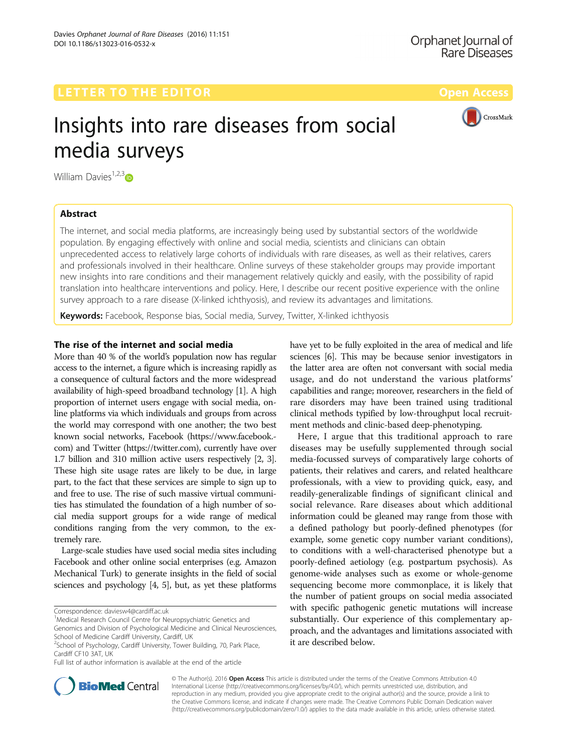LETTER TO THE EDITOR

Open Access

# Insights into rare diseases from social media surveys

William Davies[1,2,3]

## Abstract

The internet, and social media platforms, are increasingly being used by substantial sectors of the worldwide population. By engaging effectively with online and social media, scientists and clinicians can obtain unprecedented access to relatively large cohorts of individuals with rare diseases, as well as their relatives, carers and professionals involved in their healthcare. Online surveys of these stakeholder groups may provide important new insights into rare conditions and their management relatively quickly and easily, with the possibility of rapid translation into healthcare interventions and policy. Here, I describe our recent positive experience with the online survey approach to a rare disease (X-linked ichthyosis), and review its advantages and limitations.

**Keywords:** Facebook, Response bias, Social media, Survey, Twitter, X-linked ichthyosis

## The rise of the internet and social media

More than 40 % of the world's population now has regular access to the internet, a figure which is increasing rapidly as a consequence of cultural factors and the more widespread availability of high-speed broadband technology [1]. A high proportion of internet users engage with social media, online platforms via which individuals and groups from across the world may correspond with one another; the two best known social networks, Facebook (https://www.facebook.com) and Twitter (https://twitter.com), currently have over 1.7 billion and 310 million active users respectively [2, 3]. These high site usage rates are likely to be due, in large part, to the fact that these services are simple to sign up to and free to use. The rise of such massive virtual communities has stimulated the foundation of a high number of social media support groups for a wide range of medical conditions ranging from the very common, to the extremely rare.

Large-scale studies have used social media sites including Facebook and other online social enterprises (e.g. Amazon Mechanical Turk) to generate insights in the field of social sciences and psychology [4, 5], but, as yet these platforms have yet to be fully exploited in the area of medical and life sciences [6]. This may be because senior investigators in the latter area are often not conversant with social media usage, and do not understand the various platforms' capabilities and range; moreover, researchers in the field of rare disorders may have been trained using traditional clinical methods typified by low-throughput local recruitment methods and clinic-based deep-phenotyping.

Here, I argue that this traditional approach to rare diseases may be usefully supplemented through social media-focussed surveys of comparatively large cohorts of patients, their relatives and carers, and related healthcare professionals, with a view to providing quick, easy, and readily-generalizable findings of significant clinical and social relevance. Rare diseases about which additional information could be gleaned may range from those with a defined pathology but poorly-defined phenotypes (for example, some genetic copy number variant conditions), to conditions with a well-characterised phenotype but a poorly-defined aetiology (e.g. postpartum psychosis). As genome-wide analyses such as exome or whole-genome sequencing become more commonplace, it is likely that the number of patient groups on social media associated with specific pathogenic genetic mutations will increase substantially. Our experience of this complementary approach, and the advantages and limitations associated with it are described below.

Correspondence: daviesw4@cardiff.ac.uk

[1]Medical Research Council Centre for Neuropsychiatric Genetics and Genomics and Division of Psychological Medicine and Clinical Neurosciences, School of Medicine Cardiff University, Cardiff, UK

[2]School of Psychology, Cardiff University, Tower Building, 70, Park Place, Cardiff CF10 3AT, UK

Full list of author information is available at the end of the article

© The Author(s). 2016 **Open Access** This article is distributed under the terms of the Creative Commons Attribution 4.0 International License (http://creativecommons.org/licenses/by/4.0/), which permits unrestricted use, distribution, and reproduction in any medium, provided you give appropriate credit to the original author(s) and the source, provide a link to the Creative Commons license, and indicate if changes were made. The Creative Commons Public Domain Dedication waiver (http://creativecommons.org/publicdomain/zero/1.0/) applies to the data made available in this article, unless otherwise stated.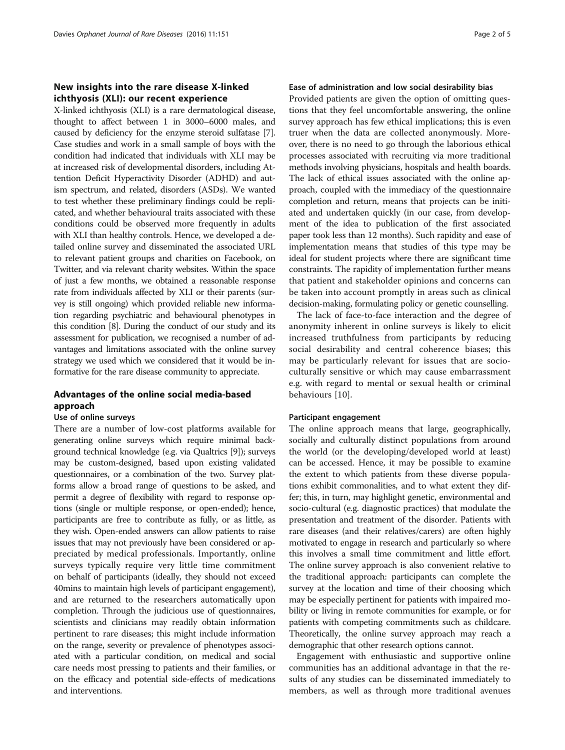## New insights into the rare disease X-linked ichthyosis (XLI): our recent experience

X-linked ichthyosis (XLI) is a rare dermatological disease, thought to affect between 1 in 3000–6000 males, and caused by deficiency for the enzyme steroid sulfatase [7]. Case studies and work in a small sample of boys with the condition had indicated that individuals with XLI may be at increased risk of developmental disorders, including Attention Deficit Hyperactivity Disorder (ADHD) and autism spectrum, and related, disorders (ASDs). We wanted to test whether these preliminary findings could be replicated, and whether behavioural traits associated with these conditions could be observed more frequently in adults with XLI than healthy controls. Hence, we developed a detailed online survey and disseminated the associated URL to relevant patient groups and charities on Facebook, on Twitter, and via relevant charity websites. Within the space of just a few months, we obtained a reasonable response rate from individuals affected by XLI or their parents (survey is still ongoing) which provided reliable new information regarding psychiatric and behavioural phenotypes in this condition [8]. During the conduct of our study and its assessment for publication, we recognised a number of advantages and limitations associated with the online survey strategy we used which we considered that it would be informative for the rare disease community to appreciate.

## Advantages of the online social media-based approach

### Use of online surveys

There are a number of low-cost platforms available for generating online surveys which require minimal background technical knowledge (e.g. via Qualtrics [9]); surveys may be custom-designed, based upon existing validated questionnaires, or a combination of the two. Survey platforms allow a broad range of questions to be asked, and permit a degree of flexibility with regard to response options (single or multiple response, or open-ended); hence, participants are free to contribute as fully, or as little, as they wish. Open-ended answers can allow patients to raise issues that may not previously have been considered or appreciated by medical professionals. Importantly, online surveys typically require very little time commitment on behalf of participants (ideally, they should not exceed 40mins to maintain high levels of participant engagement), and are returned to the researchers automatically upon completion. Through the judicious use of questionnaires, scientists and clinicians may readily obtain information pertinent to rare diseases; this might include information on the range, severity or prevalence of phenotypes associated with a particular condition, on medical and social care needs most pressing to patients and their families, or on the efficacy and potential side-effects of medications and interventions.

### Ease of administration and low social desirability bias

Provided patients are given the option of omitting questions that they feel uncomfortable answering, the online survey approach has few ethical implications; this is even truer when the data are collected anonymously. Moreover, there is no need to go through the laborious ethical processes associated with recruiting via more traditional methods involving physicians, hospitals and health boards. The lack of ethical issues associated with the online approach, coupled with the immediacy of the questionnaire completion and return, means that projects can be initiated and undertaken quickly (in our case, from development of the idea to publication of the first associated paper took less than 12 months). Such rapidity and ease of implementation means that studies of this type may be ideal for student projects where there are significant time constraints. The rapidity of implementation further means that patient and stakeholder opinions and concerns can be taken into account promptly in areas such as clinical decision-making, formulating policy or genetic counselling.

The lack of face-to-face interaction and the degree of anonymity inherent in online surveys is likely to elicit increased truthfulness from participants by reducing social desirability and central coherence biases; this may be particularly relevant for issues that are socio-culturally sensitive or which may cause embarrassment e.g. with regard to mental or sexual health or criminal behaviours [10].

### Participant engagement

The online approach means that large, geographically, socially and culturally distinct populations from around the world (or the developing/developed world at least) can be accessed. Hence, it may be possible to examine the extent to which patients from these diverse populations exhibit commonalities, and to what extent they differ; this, in turn, may highlight genetic, environmental and socio-cultural (e.g. diagnostic practices) that modulate the presentation and treatment of the disorder. Patients with rare diseases (and their relatives/carers) are often highly motivated to engage in research and particularly so where this involves a small time commitment and little effort. The online survey approach is also convenient relative to the traditional approach: participants can complete the survey at the location and time of their choosing which may be especially pertinent for patients with impaired mobility or living in remote communities for example, or for patients with competing commitments such as childcare. Theoretically, the online survey approach may reach a demographic that other research options cannot.

Engagement with enthusiastic and supportive online communities has an additional advantage in that the results of any studies can be disseminated immediately to members, as well as through more traditional avenues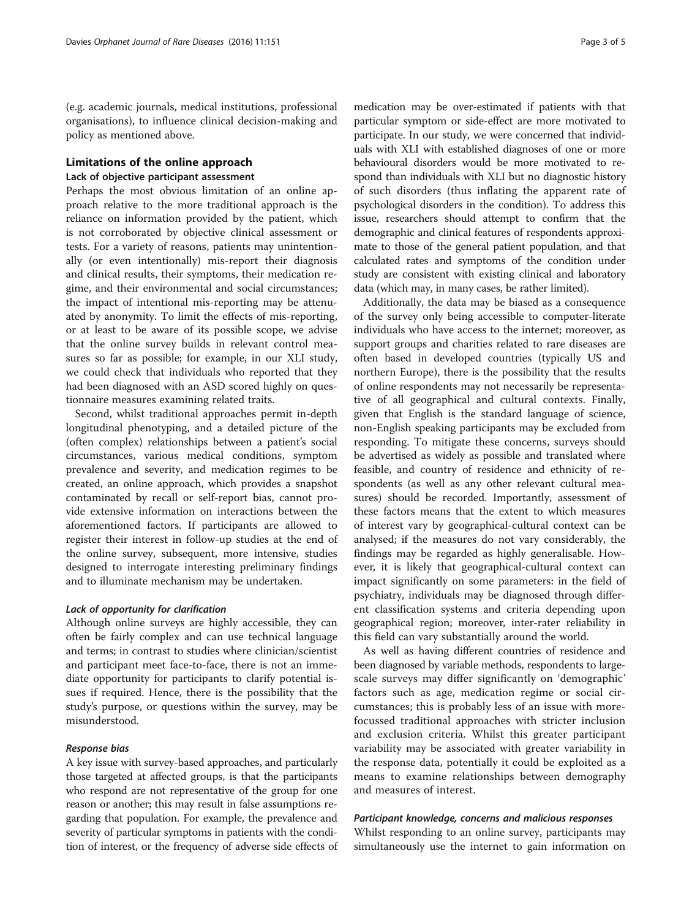(e.g. academic journals, medical institutions, professional organisations), to influence clinical decision-making and policy as mentioned above.

## Limitations of the online approach

### Lack of objective participant assessment

Perhaps the most obvious limitation of an online approach relative to the more traditional approach is the reliance on information provided by the patient, which is not corroborated by objective clinical assessment or tests. For a variety of reasons, patients may unintentionally (or even intentionally) mis-report their diagnosis and clinical results, their symptoms, their medication regime, and their environmental and social circumstances; the impact of intentional mis-reporting may be attenuated by anonymity. To limit the effects of mis-reporting, or at least to be aware of its possible scope, we advise that the online survey builds in relevant control measures so far as possible; for example, in our XLI study, we could check that individuals who reported that they had been diagnosed with an ASD scored highly on questionnaire measures examining related traits.

Second, whilst traditional approaches permit in-depth longitudinal phenotyping, and a detailed picture of the (often complex) relationships between a patient's social circumstances, various medical conditions, symptom prevalence and severity, and medication regimes to be created, an online approach, which provides a snapshot contaminated by recall or self-report bias, cannot provide extensive information on interactions between the aforementioned factors. If participants are allowed to register their interest in follow-up studies at the end of the online survey, subsequent, more intensive, studies designed to interrogate interesting preliminary findings and to illuminate mechanism may be undertaken.

#### *Lack of opportunity for clarification*

Although online surveys are highly accessible, they can often be fairly complex and can use technical language and terms; in contrast to studies where clinician/scientist and participant meet face-to-face, there is not an immediate opportunity for participants to clarify potential issues if required. Hence, there is the possibility that the study's purpose, or questions within the survey, may be misunderstood.

#### *Response bias*

A key issue with survey-based approaches, and particularly those targeted at affected groups, is that the participants who respond are not representative of the group for one reason or another; this may result in false assumptions regarding that population. For example, the prevalence and severity of particular symptoms in patients with the condition of interest, or the frequency of adverse side effects of medication may be over-estimated if patients with that particular symptom or side-effect are more motivated to participate. In our study, we were concerned that individuals with XLI with established diagnoses of one or more behavioural disorders would be more motivated to respond than individuals with XLI but no diagnostic history of such disorders (thus inflating the apparent rate of psychological disorders in the condition). To address this issue, researchers should attempt to confirm that the demographic and clinical features of respondents approximate to those of the general patient population, and that calculated rates and symptoms of the condition under study are consistent with existing clinical and laboratory data (which may, in many cases, be rather limited).

Additionally, the data may be biased as a consequence of the survey only being accessible to computer-literate individuals who have access to the internet; moreover, as support groups and charities related to rare diseases are often based in developed countries (typically US and northern Europe), there is the possibility that the results of online respondents may not necessarily be representative of all geographical and cultural contexts. Finally, given that English is the standard language of science, non-English speaking participants may be excluded from responding. To mitigate these concerns, surveys should be advertised as widely as possible and translated where feasible, and country of residence and ethnicity of respondents (as well as any other relevant cultural measures) should be recorded. Importantly, assessment of these factors means that the extent to which measures of interest vary by geographical-cultural context can be analysed; if the measures do not vary considerably, the findings may be regarded as highly generalisable. However, it is likely that geographical-cultural context can impact significantly on some parameters: in the field of psychiatry, individuals may be diagnosed through different classification systems and criteria depending upon geographical region; moreover, inter-rater reliability in this field can vary substantially around the world.

As well as having different countries of residence and been diagnosed by variable methods, respondents to large-scale surveys may differ significantly on 'demographic' factors such as age, medication regime or social circumstances; this is probably less of an issue with more-focussed traditional approaches with stricter inclusion and exclusion criteria. Whilst this greater participant variability may be associated with greater variability in the response data, potentially it could be exploited as a means to examine relationships between demography and measures of interest.

#### *Participant knowledge, concerns and malicious responses*

Whilst responding to an online survey, participants may simultaneously use the internet to gain information on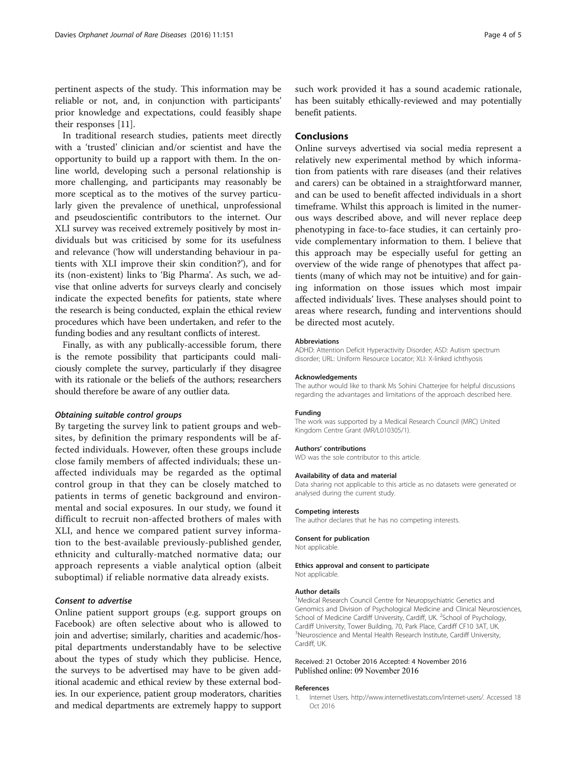pertinent aspects of the study. This information may be reliable or not, and, in conjunction with participants' prior knowledge and expectations, could feasibly shape their responses [11].

In traditional research studies, patients meet directly with a 'trusted' clinician and/or scientist and have the opportunity to build up a rapport with them. In the online world, developing such a personal relationship is more challenging, and participants may reasonably be more sceptical as to the motives of the survey particularly given the prevalence of unethical, unprofessional and pseudoscientific contributors to the internet. Our XLI survey was received extremely positively by most individuals but was criticised by some for its usefulness and relevance ('how will understanding behaviour in patients with XLI improve their skin condition?'), and for its (non-existent) links to 'Big Pharma'. As such, we advise that online adverts for surveys clearly and concisely indicate the expected benefits for patients, state where the research is being conducted, explain the ethical review procedures which have been undertaken, and refer to the funding bodies and any resultant conflicts of interest.

Finally, as with any publically-accessible forum, there is the remote possibility that participants could maliciously complete the survey, particularly if they disagree with its rationale or the beliefs of the authors; researchers should therefore be aware of any outlier data.

### *Obtaining suitable control groups*

By targeting the survey link to patient groups and websites, by definition the primary respondents will be affected individuals. However, often these groups include close family members of affected individuals; these unaffected individuals may be regarded as the optimal control group in that they can be closely matched to patients in terms of genetic background and environmental and social exposures. In our study, we found it difficult to recruit non-affected brothers of males with XLI, and hence we compared patient survey information to the best-available previously-published gender, ethnicity and culturally-matched normative data; our approach represents a viable analytical option (albeit suboptimal) if reliable normative data already exists.

### *Consent to advertise*

Online patient support groups (e.g. support groups on Facebook) are often selective about who is allowed to join and advertise; similarly, charities and academic/hospital departments understandably have to be selective about the types of study which they publicise. Hence, the surveys to be advertised may have to be given additional academic and ethical review by these external bodies. In our experience, patient group moderators, charities and medical departments are extremely happy to support such work provided it has a sound academic rationale, has been suitably ethically-reviewed and may potentially benefit patients.

## Conclusions

Online surveys advertised via social media represent a relatively new experimental method by which information from patients with rare diseases (and their relatives and carers) can be obtained in a straightforward manner, and can be used to benefit affected individuals in a short timeframe. Whilst this approach is limited in the numerous ways described above, and will never replace deep phenotyping in face-to-face studies, it can certainly provide complementary information to them. I believe that this approach may be especially useful for getting an overview of the wide range of phenotypes that affect patients (many of which may not be intuitive) and for gaining information on those issues which most impair affected individuals' lives. These analyses should point to areas where research, funding and interventions should be directed most acutely.

#### Abbreviations

ADHD: Attention Deficit Hyperactivity Disorder; ASD: Autism spectrum disorder; URL: Uniform Resource Locator; XLI: X-linked ichthyosis

#### Acknowledgements

The author would like to thank Ms Sohini Chatterjee for helpful discussions regarding the advantages and limitations of the approach described here.

#### Funding

The work was supported by a Medical Research Council (MRC) United Kingdom Centre Grant (MR/L010305/1).

#### Authors' contributions

WD was the sole contributor to this article.

#### Availability of data and material

Data sharing not applicable to this article as no datasets were generated or analysed during the current study.

#### Competing interests

The author declares that he has no competing interests.

#### Consent for publication

Not applicable.

#### Ethics approval and consent to participate

Not applicable.

#### Author details

[1]Medical Research Council Centre for Neuropsychiatric Genetics and Genomics and Division of Psychological Medicine and Clinical Neurosciences, School of Medicine Cardiff University, Cardiff, UK. [2]School of Psychology, Cardiff University, Tower Building, 70, Park Place, Cardiff CF10 3AT, UK. [3]Neuroscience and Mental Health Research Institute, Cardiff University, Cardiff, UK.

Received: 21 October 2016 Accepted: 4 November 2016
Published online: 09 November 2016

#### References

1. Internet Users. http://www.internetlivestats.com/internet-users/. Accessed 18 Oct 2016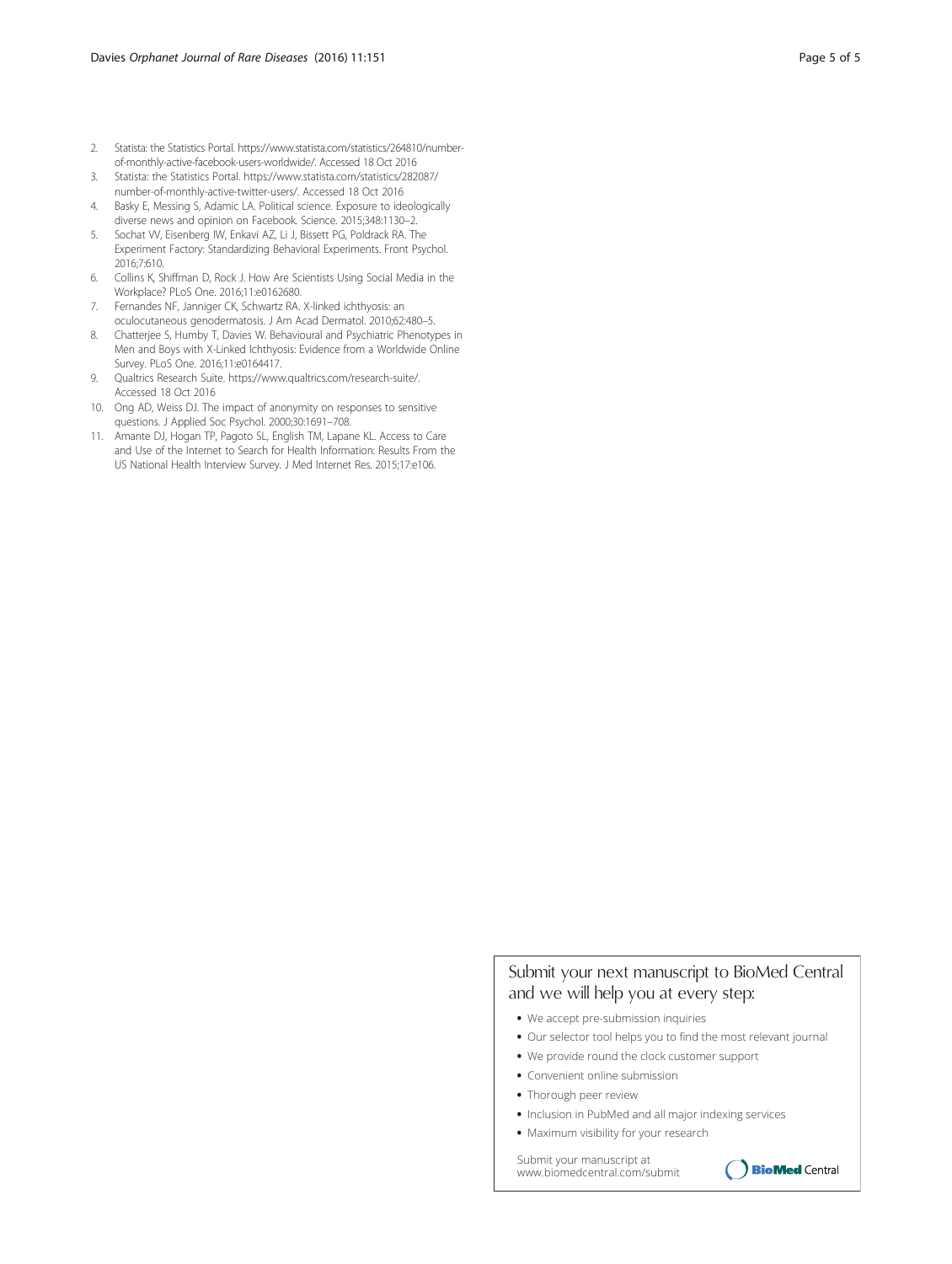2. Statista: the Statistics Portal. https://www.statista.com/statistics/264810/number-of-monthly-active-facebook-users-worldwide/. Accessed 18 Oct 2016
3. Statista: the Statistics Portal. https://www.statista.com/statistics/282087/number-of-monthly-active-twitter-users/. Accessed 18 Oct 2016
4. Basky E, Messing S, Adamic LA. Political science. Exposure to ideologically diverse news and opinion on Facebook. Science. 2015;348:1130–2.
5. Sochat VV, Eisenberg IW, Enkavi AZ, Li J, Bissett PG, Poldrack RA. The Experiment Factory: Standardizing Behavioral Experiments. Front Psychol. 2016;7:610.
6. Collins K, Shiffman D, Rock J. How Are Scientists Using Social Media in the Workplace? PLoS One. 2016;11:e0162680.
7. Fernandes NF, Janniger CK, Schwartz RA. X-linked ichthyosis: an oculocutaneous genodermatosis. J Am Acad Dermatol. 2010;62:480–5.
8. Chatterjee S, Humby T, Davies W. Behavioural and Psychiatric Phenotypes in Men and Boys with X-Linked Ichthyosis: Evidence from a Worldwide Online Survey. PLoS One. 2016;11:e0164417.
9. Qualtrics Research Suite. https://www.qualtrics.com/research-suite/. Accessed 18 Oct 2016
10. Ong AD, Weiss DJ. The impact of anonymity on responses to sensitive questions. J Applied Soc Psychol. 2000;30:1691–708.
11. Amante DJ, Hogan TP, Pagoto SL, English TM, Lapane KL. Access to Care and Use of the Internet to Search for Health Information: Results From the US National Health Interview Survey. J Med Internet Res. 2015;17:e106.

Submit your next manuscript to BioMed Central and we will help you at every step:

- We accept pre-submission inquiries
- Our selector tool helps you to find the most relevant journal
- We provide round the clock customer support
- Convenient online submission
- Thorough peer review
- Inclusion in PubMed and all major indexing services
- Maximum visibility for your research

Submit your manuscript at www.biomedcentral.com/submit

BioMed Central